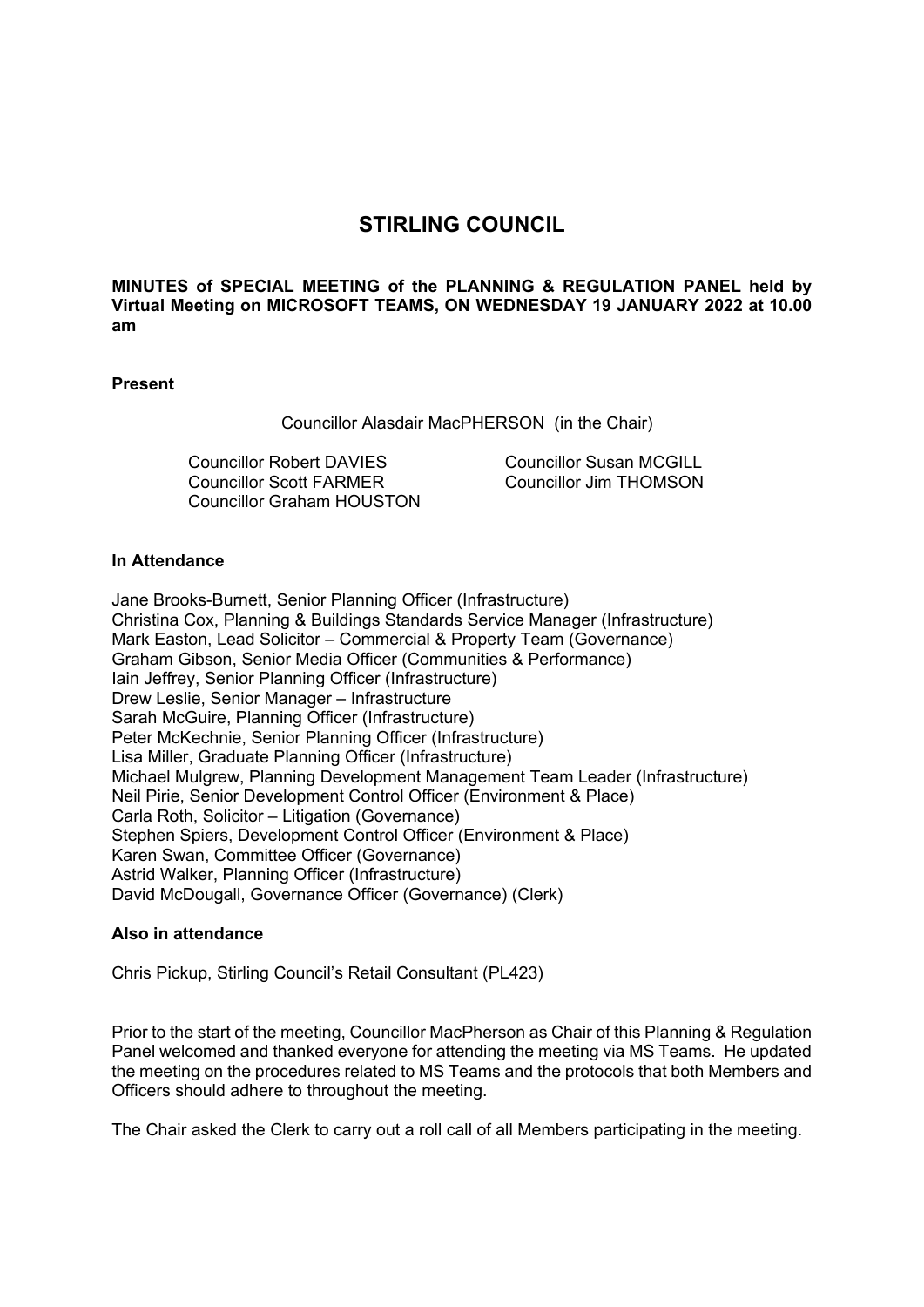# STIRLING COUNCIL

**MINUTES of SPECIAL MEETING of the PLANNING & REGULATION PANEL held by Virtual Meeting on MICROSOFT TEAMS, ON WEDNESDAY 19 JANUARY 2022 at 10.00 am**

**Present**

Councillor Alasdair MacPHERSON (in the Chair)

Councillor Robert DAVIES
Councillor Scott FARMER
Councillor Graham HOUSTON
Councillor Susan MCGILL
Councillor Jim THOMSON

**In Attendance**

Jane Brooks-Burnett, Senior Planning Officer (Infrastructure)
Christina Cox, Planning & Buildings Standards Service Manager (Infrastructure)
Mark Easton, Lead Solicitor – Commercial & Property Team (Governance)
Graham Gibson, Senior Media Officer (Communities & Performance)
Iain Jeffrey, Senior Planning Officer (Infrastructure)
Drew Leslie, Senior Manager – Infrastructure
Sarah McGuire, Planning Officer (Infrastructure)
Peter McKechnie, Senior Planning Officer (Infrastructure)
Lisa Miller, Graduate Planning Officer (Infrastructure)
Michael Mulgrew, Planning Development Management Team Leader (Infrastructure)
Neil Pirie, Senior Development Control Officer (Environment & Place)
Carla Roth, Solicitor – Litigation (Governance)
Stephen Spiers, Development Control Officer (Environment & Place)
Karen Swan, Committee Officer (Governance)
Astrid Walker, Planning Officer (Infrastructure)
David McDougall, Governance Officer (Governance) (Clerk)

**Also in attendance**

Chris Pickup, Stirling Council's Retail Consultant (PL423)

Prior to the start of the meeting, Councillor MacPherson as Chair of this Planning & Regulation Panel welcomed and thanked everyone for attending the meeting via MS Teams. He updated the meeting on the procedures related to MS Teams and the protocols that both Members and Officers should adhere to throughout the meeting.

The Chair asked the Clerk to carry out a roll call of all Members participating in the meeting.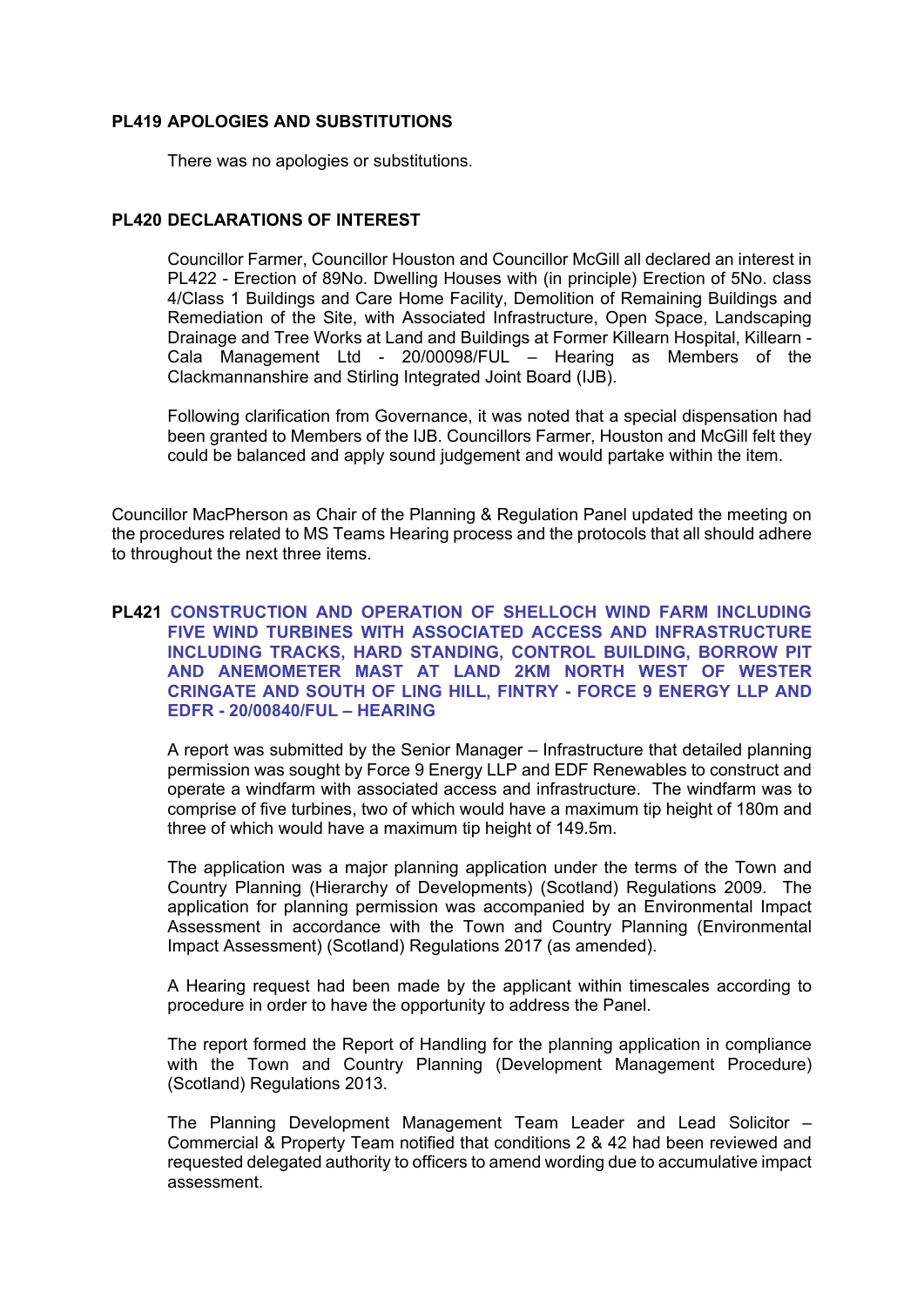**PL419 APOLOGIES AND SUBSTITUTIONS**

There was no apologies or substitutions.

**PL420 DECLARATIONS OF INTEREST**

Councillor Farmer, Councillor Houston and Councillor McGill all declared an interest in PL422 - Erection of 89No. Dwelling Houses with (in principle) Erection of 5No. class 4/Class 1 Buildings and Care Home Facility, Demolition of Remaining Buildings and Remediation of the Site, with Associated Infrastructure, Open Space, Landscaping Drainage and Tree Works at Land and Buildings at Former Killearn Hospital, Killearn - Cala Management Ltd - 20/00098/FUL – Hearing as Members of the Clackmannanshire and Stirling Integrated Joint Board (IJB).

Following clarification from Governance, it was noted that a special dispensation had been granted to Members of the IJB. Councillors Farmer, Houston and McGill felt they could be balanced and apply sound judgement and would partake within the item.

Councillor MacPherson as Chair of the Planning & Regulation Panel updated the meeting on the procedures related to MS Teams Hearing process and the protocols that all should adhere to throughout the next three items.

**PL421 CONSTRUCTION AND OPERATION OF SHELLOCH WIND FARM INCLUDING FIVE WIND TURBINES WITH ASSOCIATED ACCESS AND INFRASTRUCTURE INCLUDING TRACKS, HARD STANDING, CONTROL BUILDING, BORROW PIT AND ANEMOMETER MAST AT LAND 2KM NORTH WEST OF WESTER CRINGATE AND SOUTH OF LING HILL, FINTRY - FORCE 9 ENERGY LLP AND EDFR - 20/00840/FUL – HEARING**

A report was submitted by the Senior Manager – Infrastructure that detailed planning permission was sought by Force 9 Energy LLP and EDF Renewables to construct and operate a windfarm with associated access and infrastructure. The windfarm was to comprise of five turbines, two of which would have a maximum tip height of 180m and three of which would have a maximum tip height of 149.5m.

The application was a major planning application under the terms of the Town and Country Planning (Hierarchy of Developments) (Scotland) Regulations 2009. The application for planning permission was accompanied by an Environmental Impact Assessment in accordance with the Town and Country Planning (Environmental Impact Assessment) (Scotland) Regulations 2017 (as amended).

A Hearing request had been made by the applicant within timescales according to procedure in order to have the opportunity to address the Panel.

The report formed the Report of Handling for the planning application in compliance with the Town and Country Planning (Development Management Procedure) (Scotland) Regulations 2013.

The Planning Development Management Team Leader and Lead Solicitor – Commercial & Property Team notified that conditions 2 & 42 had been reviewed and requested delegated authority to officers to amend wording due to accumulative impact assessment.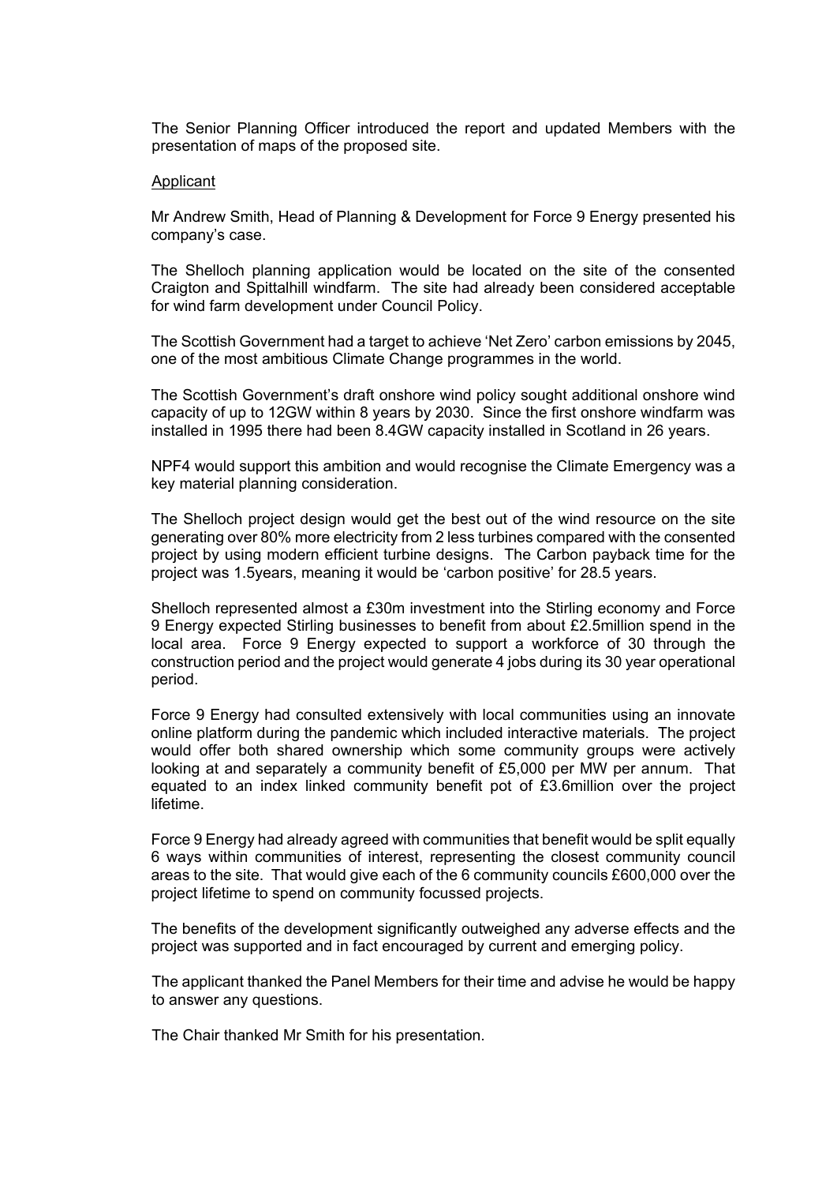The Senior Planning Officer introduced the report and updated Members with the presentation of maps of the proposed site.

Applicant

Mr Andrew Smith, Head of Planning & Development for Force 9 Energy presented his company's case.

The Shelloch planning application would be located on the site of the consented Craigton and Spittalhill windfarm. The site had already been considered acceptable for wind farm development under Council Policy.

The Scottish Government had a target to achieve 'Net Zero' carbon emissions by 2045, one of the most ambitious Climate Change programmes in the world.

The Scottish Government's draft onshore wind policy sought additional onshore wind capacity of up to 12GW within 8 years by 2030. Since the first onshore windfarm was installed in 1995 there had been 8.4GW capacity installed in Scotland in 26 years.

NPF4 would support this ambition and would recognise the Climate Emergency was a key material planning consideration.

The Shelloch project design would get the best out of the wind resource on the site generating over 80% more electricity from 2 less turbines compared with the consented project by using modern efficient turbine designs. The Carbon payback time for the project was 1.5years, meaning it would be 'carbon positive' for 28.5 years.

Shelloch represented almost a £30m investment into the Stirling economy and Force 9 Energy expected Stirling businesses to benefit from about £2.5million spend in the local area. Force 9 Energy expected to support a workforce of 30 through the construction period and the project would generate 4 jobs during its 30 year operational period.

Force 9 Energy had consulted extensively with local communities using an innovate online platform during the pandemic which included interactive materials. The project would offer both shared ownership which some community groups were actively looking at and separately a community benefit of £5,000 per MW per annum. That equated to an index linked community benefit pot of £3.6million over the project lifetime.

Force 9 Energy had already agreed with communities that benefit would be split equally 6 ways within communities of interest, representing the closest community council areas to the site. That would give each of the 6 community councils £600,000 over the project lifetime to spend on community focussed projects.

The benefits of the development significantly outweighed any adverse effects and the project was supported and in fact encouraged by current and emerging policy.

The applicant thanked the Panel Members for their time and advise he would be happy to answer any questions.

The Chair thanked Mr Smith for his presentation.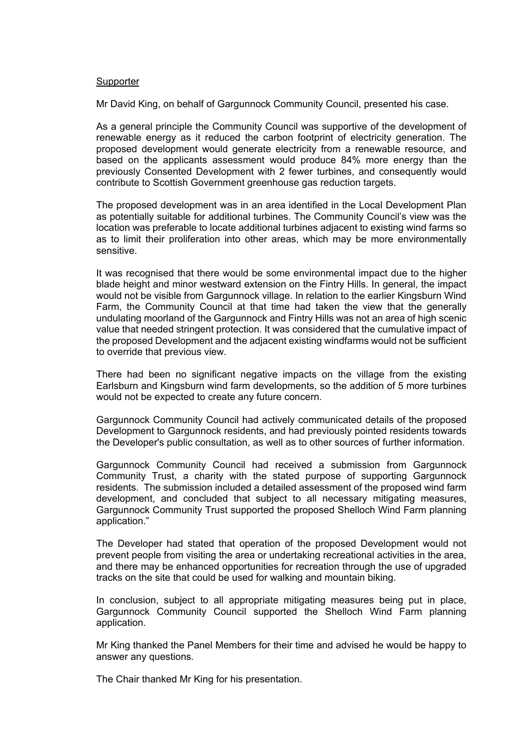Supporter

Mr David King, on behalf of Gargunnock Community Council, presented his case.

As a general principle the Community Council was supportive of the development of renewable energy as it reduced the carbon footprint of electricity generation. The proposed development would generate electricity from a renewable resource, and based on the applicants assessment would produce 84% more energy than the previously Consented Development with 2 fewer turbines, and consequently would contribute to Scottish Government greenhouse gas reduction targets.

The proposed development was in an area identified in the Local Development Plan as potentially suitable for additional turbines. The Community Council's view was the location was preferable to locate additional turbines adjacent to existing wind farms so as to limit their proliferation into other areas, which may be more environmentally sensitive.

It was recognised that there would be some environmental impact due to the higher blade height and minor westward extension on the Fintry Hills. In general, the impact would not be visible from Gargunnock village. In relation to the earlier Kingsburn Wind Farm, the Community Council at that time had taken the view that the generally undulating moorland of the Gargunnock and Fintry Hills was not an area of high scenic value that needed stringent protection. It was considered that the cumulative impact of the proposed Development and the adjacent existing windfarms would not be sufficient to override that previous view.

There had been no significant negative impacts on the village from the existing Earlsburn and Kingsburn wind farm developments, so the addition of 5 more turbines would not be expected to create any future concern.

Gargunnock Community Council had actively communicated details of the proposed Development to Gargunnock residents, and had previously pointed residents towards the Developer's public consultation, as well as to other sources of further information.

Gargunnock Community Council had received a submission from Gargunnock Community Trust, a charity with the stated purpose of supporting Gargunnock residents. The submission included a detailed assessment of the proposed wind farm development, and concluded that subject to all necessary mitigating measures, Gargunnock Community Trust supported the proposed Shelloch Wind Farm planning application."

The Developer had stated that operation of the proposed Development would not prevent people from visiting the area or undertaking recreational activities in the area, and there may be enhanced opportunities for recreation through the use of upgraded tracks on the site that could be used for walking and mountain biking.

In conclusion, subject to all appropriate mitigating measures being put in place, Gargunnock Community Council supported the Shelloch Wind Farm planning application.

Mr King thanked the Panel Members for their time and advised he would be happy to answer any questions.

The Chair thanked Mr King for his presentation.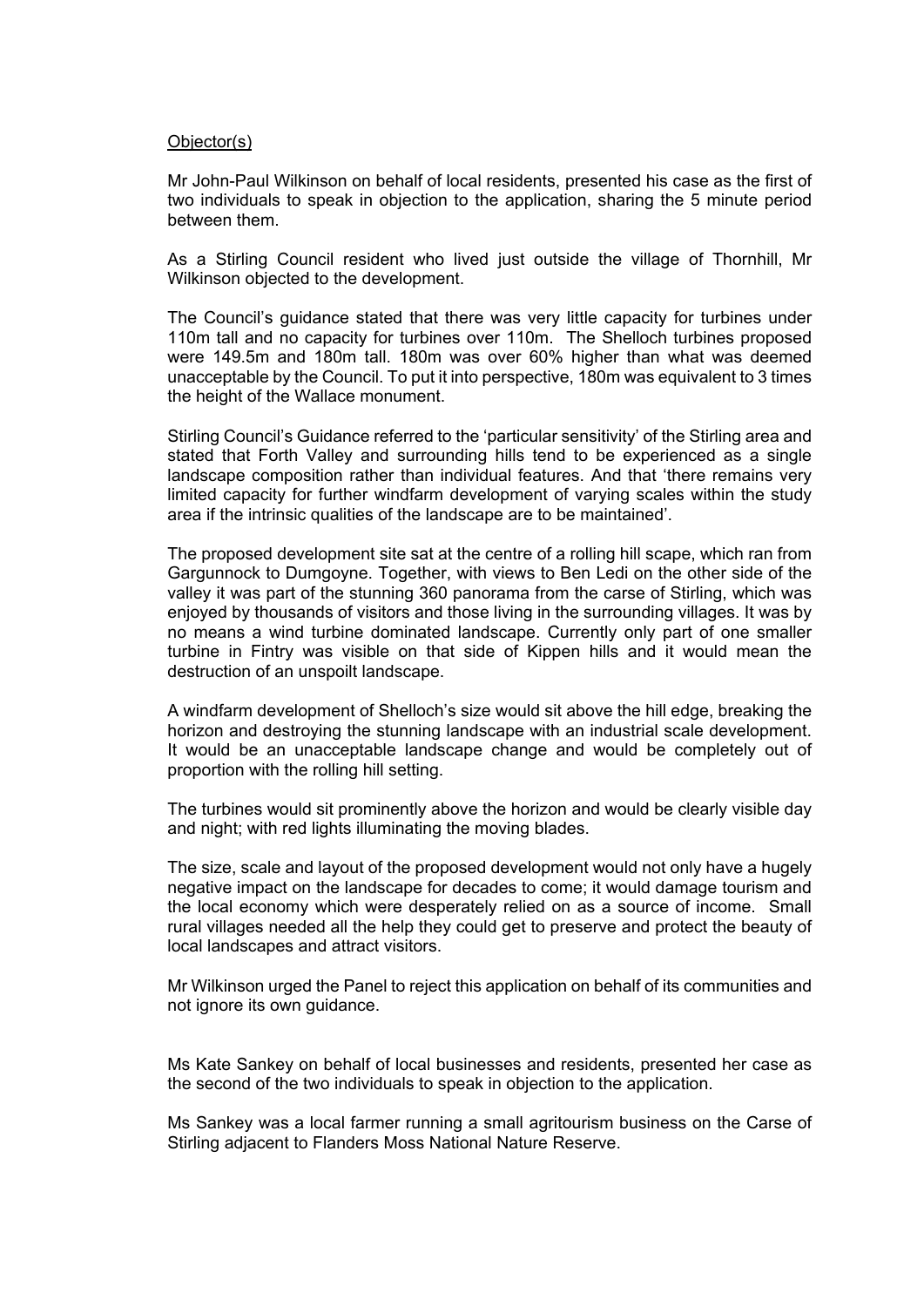Objector(s)

Mr John-Paul Wilkinson on behalf of local residents, presented his case as the first of two individuals to speak in objection to the application, sharing the 5 minute period between them.

As a Stirling Council resident who lived just outside the village of Thornhill, Mr Wilkinson objected to the development.

The Council's guidance stated that there was very little capacity for turbines under 110m tall and no capacity for turbines over 110m. The Shelloch turbines proposed were 149.5m and 180m tall. 180m was over 60% higher than what was deemed unacceptable by the Council. To put it into perspective, 180m was equivalent to 3 times the height of the Wallace monument.

Stirling Council's Guidance referred to the 'particular sensitivity' of the Stirling area and stated that Forth Valley and surrounding hills tend to be experienced as a single landscape composition rather than individual features. And that 'there remains very limited capacity for further windfarm development of varying scales within the study area if the intrinsic qualities of the landscape are to be maintained'.

The proposed development site sat at the centre of a rolling hill scape, which ran from Gargunnock to Dumgoyne. Together, with views to Ben Ledi on the other side of the valley it was part of the stunning 360 panorama from the carse of Stirling, which was enjoyed by thousands of visitors and those living in the surrounding villages. It was by no means a wind turbine dominated landscape. Currently only part of one smaller turbine in Fintry was visible on that side of Kippen hills and it would mean the destruction of an unspoilt landscape.

A windfarm development of Shelloch's size would sit above the hill edge, breaking the horizon and destroying the stunning landscape with an industrial scale development. It would be an unacceptable landscape change and would be completely out of proportion with the rolling hill setting.

The turbines would sit prominently above the horizon and would be clearly visible day and night; with red lights illuminating the moving blades.

The size, scale and layout of the proposed development would not only have a hugely negative impact on the landscape for decades to come; it would damage tourism and the local economy which were desperately relied on as a source of income. Small rural villages needed all the help they could get to preserve and protect the beauty of local landscapes and attract visitors.

Mr Wilkinson urged the Panel to reject this application on behalf of its communities and not ignore its own guidance.

Ms Kate Sankey on behalf of local businesses and residents, presented her case as the second of the two individuals to speak in objection to the application.

Ms Sankey was a local farmer running a small agritourism business on the Carse of Stirling adjacent to Flanders Moss National Nature Reserve.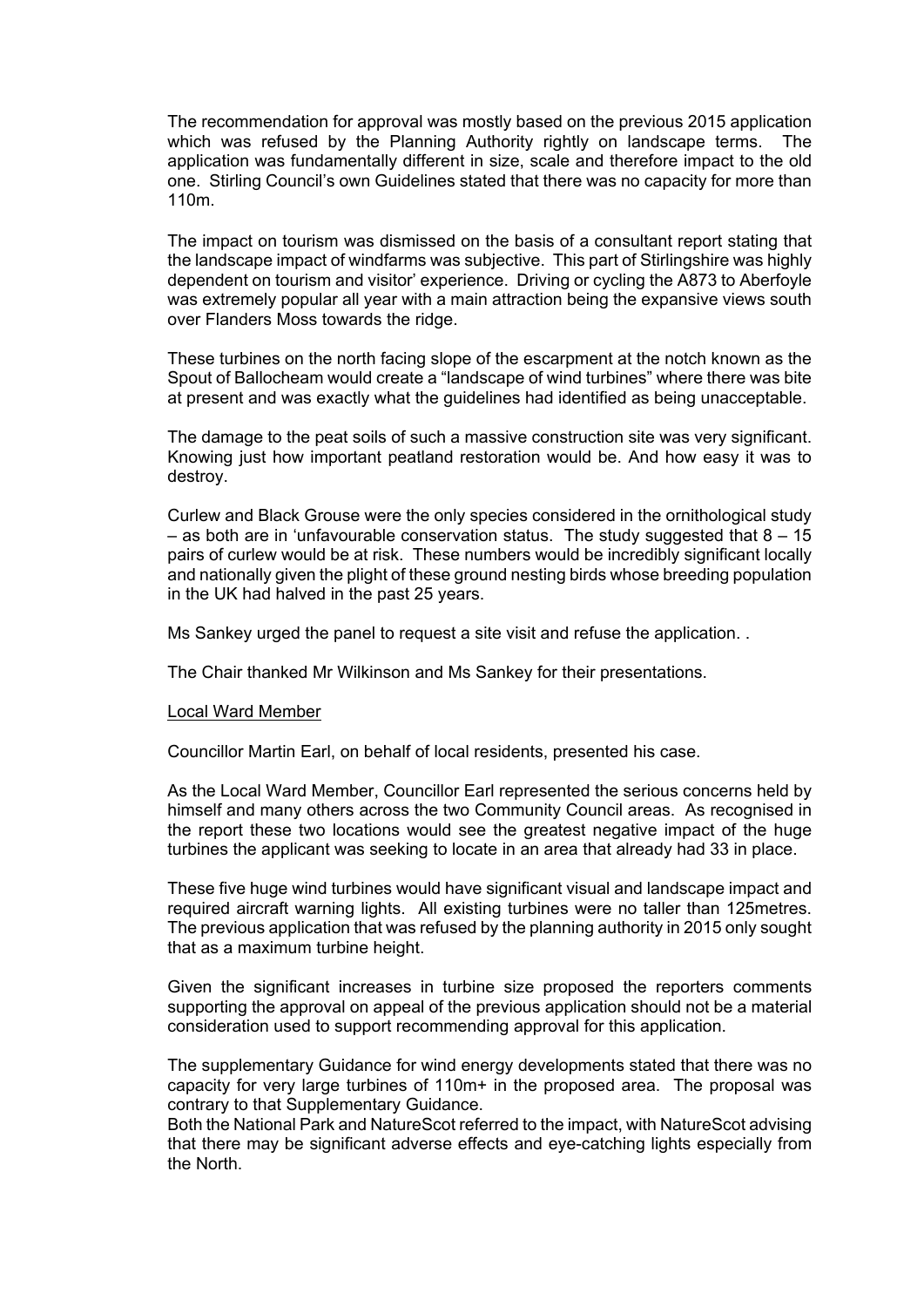The recommendation for approval was mostly based on the previous 2015 application which was refused by the Planning Authority rightly on landscape terms. The application was fundamentally different in size, scale and therefore impact to the old one. Stirling Council's own Guidelines stated that there was no capacity for more than 110m.

The impact on tourism was dismissed on the basis of a consultant report stating that the landscape impact of windfarms was subjective. This part of Stirlingshire was highly dependent on tourism and visitor' experience. Driving or cycling the A873 to Aberfoyle was extremely popular all year with a main attraction being the expansive views south over Flanders Moss towards the ridge.

These turbines on the north facing slope of the escarpment at the notch known as the Spout of Ballocheam would create a "landscape of wind turbines" where there was bite at present and was exactly what the guidelines had identified as being unacceptable.

The damage to the peat soils of such a massive construction site was very significant. Knowing just how important peatland restoration would be. And how easy it was to destroy.

Curlew and Black Grouse were the only species considered in the ornithological study – as both are in 'unfavourable conservation status. The study suggested that 8 – 15 pairs of curlew would be at risk. These numbers would be incredibly significant locally and nationally given the plight of these ground nesting birds whose breeding population in the UK had halved in the past 25 years.

Ms Sankey urged the panel to request a site visit and refuse the application. .

The Chair thanked Mr Wilkinson and Ms Sankey for their presentations.

Local Ward Member

Councillor Martin Earl, on behalf of local residents, presented his case.

As the Local Ward Member, Councillor Earl represented the serious concerns held by himself and many others across the two Community Council areas. As recognised in the report these two locations would see the greatest negative impact of the huge turbines the applicant was seeking to locate in an area that already had 33 in place.

These five huge wind turbines would have significant visual and landscape impact and required aircraft warning lights. All existing turbines were no taller than 125metres. The previous application that was refused by the planning authority in 2015 only sought that as a maximum turbine height.

Given the significant increases in turbine size proposed the reporters comments supporting the approval on appeal of the previous application should not be a material consideration used to support recommending approval for this application.

The supplementary Guidance for wind energy developments stated that there was no capacity for very large turbines of 110m+ in the proposed area. The proposal was contrary to that Supplementary Guidance.
Both the National Park and NatureScot referred to the impact, with NatureScot advising that there may be significant adverse effects and eye-catching lights especially from the North.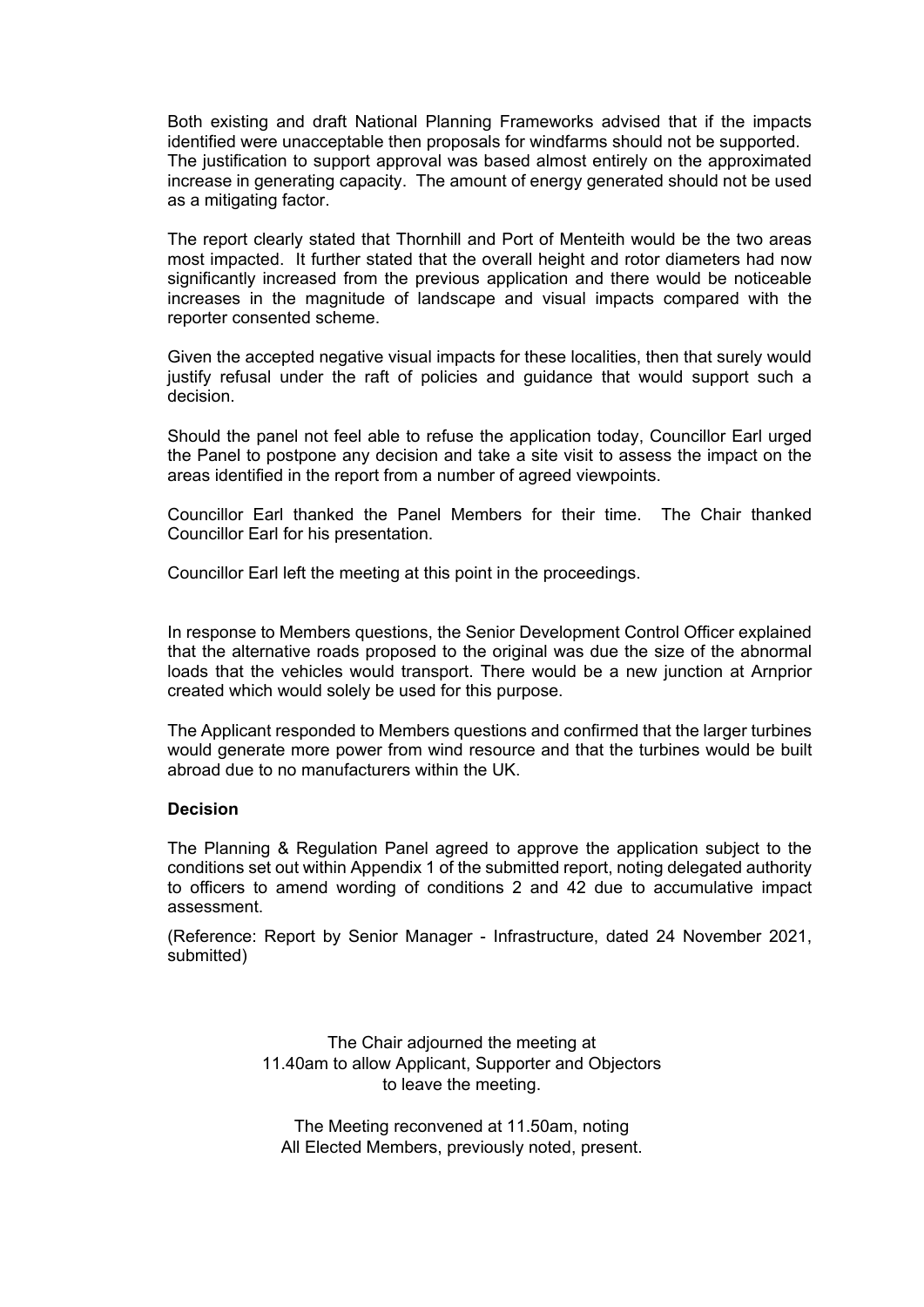Both existing and draft National Planning Frameworks advised that if the impacts identified were unacceptable then proposals for windfarms should not be supported. The justification to support approval was based almost entirely on the approximated increase in generating capacity. The amount of energy generated should not be used as a mitigating factor.

The report clearly stated that Thornhill and Port of Menteith would be the two areas most impacted. It further stated that the overall height and rotor diameters had now significantly increased from the previous application and there would be noticeable increases in the magnitude of landscape and visual impacts compared with the reporter consented scheme.

Given the accepted negative visual impacts for these localities, then that surely would justify refusal under the raft of policies and guidance that would support such a decision.

Should the panel not feel able to refuse the application today, Councillor Earl urged the Panel to postpone any decision and take a site visit to assess the impact on the areas identified in the report from a number of agreed viewpoints.

Councillor Earl thanked the Panel Members for their time. The Chair thanked Councillor Earl for his presentation.

Councillor Earl left the meeting at this point in the proceedings.

In response to Members questions, the Senior Development Control Officer explained that the alternative roads proposed to the original was due the size of the abnormal loads that the vehicles would transport. There would be a new junction at Arnprior created which would solely be used for this purpose.

The Applicant responded to Members questions and confirmed that the larger turbines would generate more power from wind resource and that the turbines would be built abroad due to no manufacturers within the UK.

**Decision**

The Planning & Regulation Panel agreed to approve the application subject to the conditions set out within Appendix 1 of the submitted report, noting delegated authority to officers to amend wording of conditions 2 and 42 due to accumulative impact assessment.

(Reference: Report by Senior Manager - Infrastructure, dated 24 November 2021, submitted)

The Chair adjourned the meeting at 11.40am to allow Applicant, Supporter and Objectors to leave the meeting.

The Meeting reconvened at 11.50am, noting All Elected Members, previously noted, present.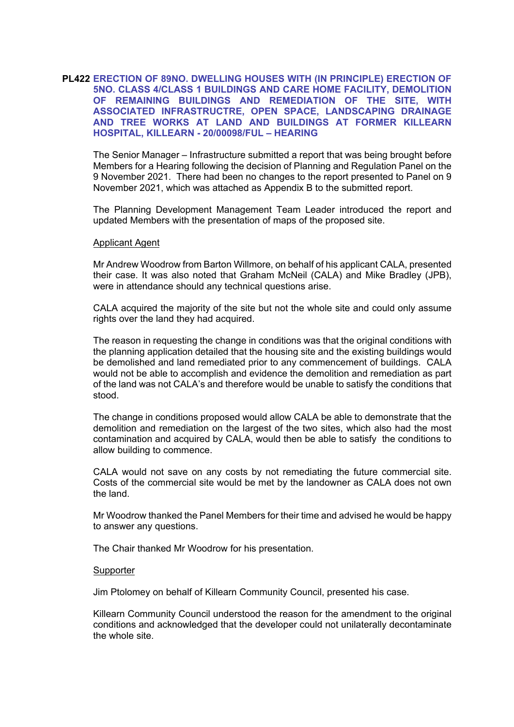**PL422 ERECTION OF 89NO. DWELLING HOUSES WITH (IN PRINCIPLE) ERECTION OF 5NO. CLASS 4/CLASS 1 BUILDINGS AND CARE HOME FACILITY, DEMOLITION OF REMAINING BUILDINGS AND REMEDIATION OF THE SITE, WITH ASSOCIATED INFRASTRUCTRE, OPEN SPACE, LANDSCAPING DRAINAGE AND TREE WORKS AT LAND AND BUILDINGS AT FORMER KILLEARN HOSPITAL, KILLEARN - 20/00098/FUL – HEARING**

The Senior Manager – Infrastructure submitted a report that was being brought before Members for a Hearing following the decision of Planning and Regulation Panel on the 9 November 2021. There had been no changes to the report presented to Panel on 9 November 2021, which was attached as Appendix B to the submitted report.

The Planning Development Management Team Leader introduced the report and updated Members with the presentation of maps of the proposed site.

Applicant Agent

Mr Andrew Woodrow from Barton Willmore, on behalf of his applicant CALA, presented their case. It was also noted that Graham McNeil (CALA) and Mike Bradley (JPB), were in attendance should any technical questions arise.

CALA acquired the majority of the site but not the whole site and could only assume rights over the land they had acquired.

The reason in requesting the change in conditions was that the original conditions with the planning application detailed that the housing site and the existing buildings would be demolished and land remediated prior to any commencement of buildings. CALA would not be able to accomplish and evidence the demolition and remediation as part of the land was not CALA's and therefore would be unable to satisfy the conditions that stood.

The change in conditions proposed would allow CALA be able to demonstrate that the demolition and remediation on the largest of the two sites, which also had the most contamination and acquired by CALA, would then be able to satisfy the conditions to allow building to commence.

CALA would not save on any costs by not remediating the future commercial site. Costs of the commercial site would be met by the landowner as CALA does not own the land.

Mr Woodrow thanked the Panel Members for their time and advised he would be happy to answer any questions.

The Chair thanked Mr Woodrow for his presentation.

Supporter

Jim Ptolomey on behalf of Killearn Community Council, presented his case.

Killearn Community Council understood the reason for the amendment to the original conditions and acknowledged that the developer could not unilaterally decontaminate the whole site.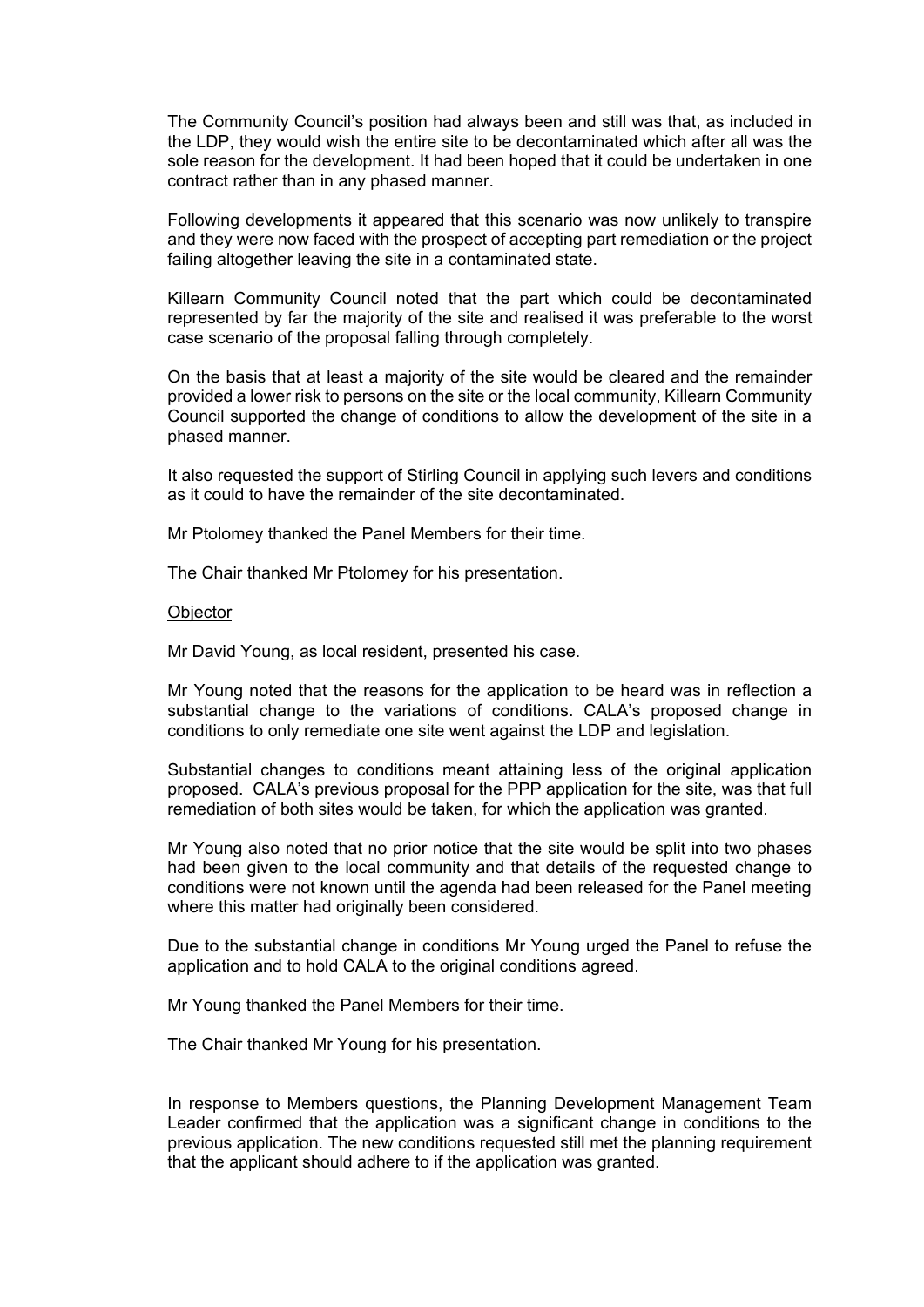The Community Council's position had always been and still was that, as included in the LDP, they would wish the entire site to be decontaminated which after all was the sole reason for the development. It had been hoped that it could be undertaken in one contract rather than in any phased manner.

Following developments it appeared that this scenario was now unlikely to transpire and they were now faced with the prospect of accepting part remediation or the project failing altogether leaving the site in a contaminated state.

Killearn Community Council noted that the part which could be decontaminated represented by far the majority of the site and realised it was preferable to the worst case scenario of the proposal falling through completely.

On the basis that at least a majority of the site would be cleared and the remainder provided a lower risk to persons on the site or the local community, Killearn Community Council supported the change of conditions to allow the development of the site in a phased manner.

It also requested the support of Stirling Council in applying such levers and conditions as it could to have the remainder of the site decontaminated.

Mr Ptolomey thanked the Panel Members for their time.

The Chair thanked Mr Ptolomey for his presentation.

Objector

Mr David Young, as local resident, presented his case.

Mr Young noted that the reasons for the application to be heard was in reflection a substantial change to the variations of conditions. CALA's proposed change in conditions to only remediate one site went against the LDP and legislation.

Substantial changes to conditions meant attaining less of the original application proposed. CALA's previous proposal for the PPP application for the site, was that full remediation of both sites would be taken, for which the application was granted.

Mr Young also noted that no prior notice that the site would be split into two phases had been given to the local community and that details of the requested change to conditions were not known until the agenda had been released for the Panel meeting where this matter had originally been considered.

Due to the substantial change in conditions Mr Young urged the Panel to refuse the application and to hold CALA to the original conditions agreed.

Mr Young thanked the Panel Members for their time.

The Chair thanked Mr Young for his presentation.

In response to Members questions, the Planning Development Management Team Leader confirmed that the application was a significant change in conditions to the previous application. The new conditions requested still met the planning requirement that the applicant should adhere to if the application was granted.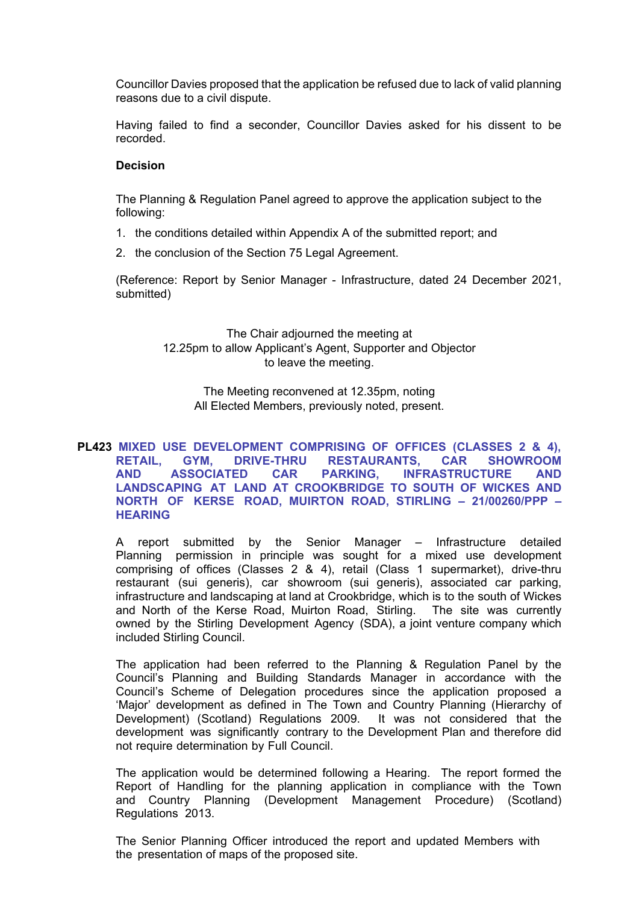Councillor Davies proposed that the application be refused due to lack of valid planning reasons due to a civil dispute.

Having failed to find a seconder, Councillor Davies asked for his dissent to be recorded.

**Decision**

The Planning & Regulation Panel agreed to approve the application subject to the following:

1. the conditions detailed within Appendix A of the submitted report; and
2. the conclusion of the Section 75 Legal Agreement.

(Reference: Report by Senior Manager - Infrastructure, dated 24 December 2021, submitted)

The Chair adjourned the meeting at 12.25pm to allow Applicant's Agent, Supporter and Objector to leave the meeting.

The Meeting reconvened at 12.35pm, noting All Elected Members, previously noted, present.

## PL423 MIXED USE DEVELOPMENT COMPRISING OF OFFICES (CLASSES 2 & 4), RETAIL, GYM, DRIVE-THRU RESTAURANTS, CAR SHOWROOM AND ASSOCIATED CAR PARKING, INFRASTRUCTURE AND LANDSCAPING AT LAND AT CROOKBRIDGE TO SOUTH OF WICKES AND NORTH OF KERSE ROAD, MUIRTON ROAD, STIRLING – 21/00260/PPP – HEARING

A report submitted by the Senior Manager – Infrastructure detailed Planning permission in principle was sought for a mixed use development comprising of offices (Classes 2 & 4), retail (Class 1 supermarket), drive-thru restaurant (sui generis), car showroom (sui generis), associated car parking, infrastructure and landscaping at land at Crookbridge, which is to the south of Wickes and North of the Kerse Road, Muirton Road, Stirling. The site was currently owned by the Stirling Development Agency (SDA), a joint venture company which included Stirling Council.

The application had been referred to the Planning & Regulation Panel by the Council's Planning and Building Standards Manager in accordance with the Council's Scheme of Delegation procedures since the application proposed a 'Major' development as defined in The Town and Country Planning (Hierarchy of Development) (Scotland) Regulations 2009. It was not considered that the development was significantly contrary to the Development Plan and therefore did not require determination by Full Council.

The application would be determined following a Hearing. The report formed the Report of Handling for the planning application in compliance with the Town and Country Planning (Development Management Procedure) (Scotland) Regulations 2013.

The Senior Planning Officer introduced the report and updated Members with the presentation of maps of the proposed site.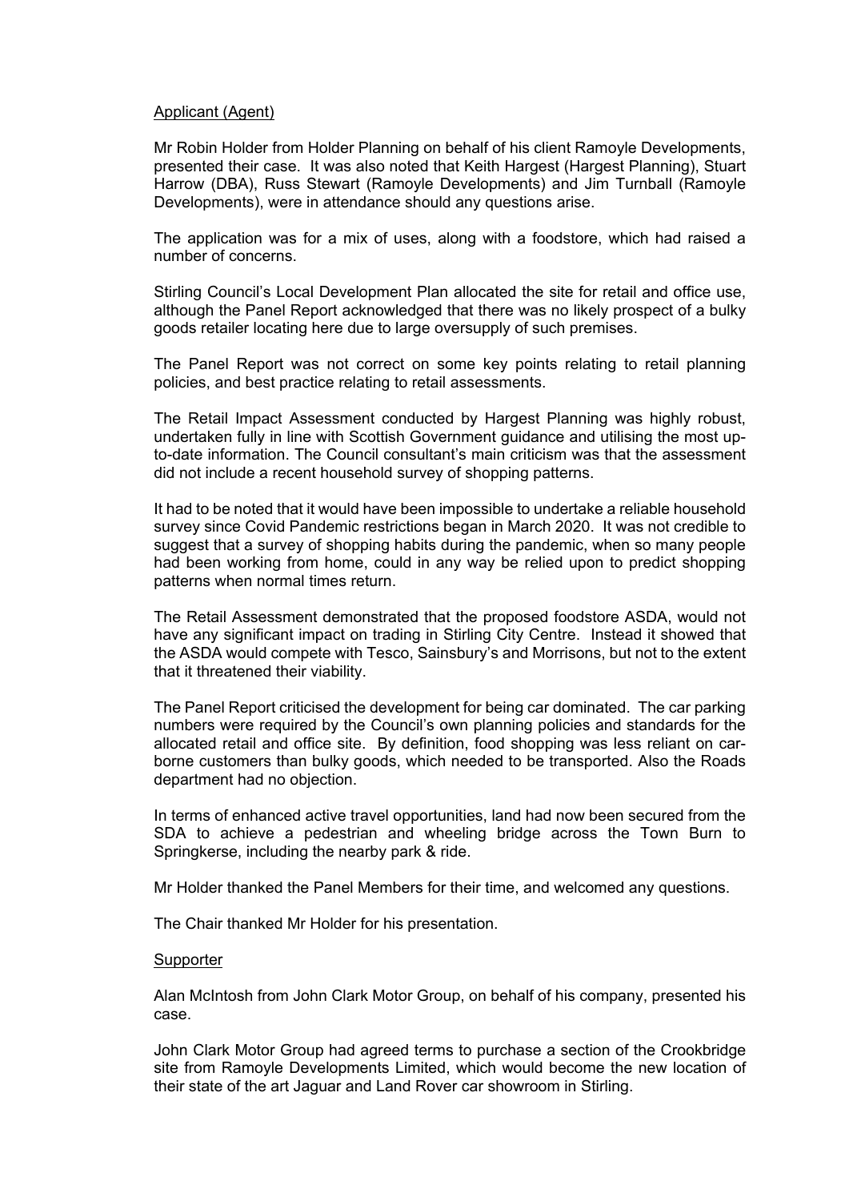Applicant (Agent)

Mr Robin Holder from Holder Planning on behalf of his client Ramoyle Developments, presented their case. It was also noted that Keith Hargest (Hargest Planning), Stuart Harrow (DBA), Russ Stewart (Ramoyle Developments) and Jim Turnball (Ramoyle Developments), were in attendance should any questions arise.

The application was for a mix of uses, along with a foodstore, which had raised a number of concerns.

Stirling Council's Local Development Plan allocated the site for retail and office use, although the Panel Report acknowledged that there was no likely prospect of a bulky goods retailer locating here due to large oversupply of such premises.

The Panel Report was not correct on some key points relating to retail planning policies, and best practice relating to retail assessments.

The Retail Impact Assessment conducted by Hargest Planning was highly robust, undertaken fully in line with Scottish Government guidance and utilising the most up-to-date information. The Council consultant's main criticism was that the assessment did not include a recent household survey of shopping patterns.

It had to be noted that it would have been impossible to undertake a reliable household survey since Covid Pandemic restrictions began in March 2020. It was not credible to suggest that a survey of shopping habits during the pandemic, when so many people had been working from home, could in any way be relied upon to predict shopping patterns when normal times return.

The Retail Assessment demonstrated that the proposed foodstore ASDA, would not have any significant impact on trading in Stirling City Centre. Instead it showed that the ASDA would compete with Tesco, Sainsbury's and Morrisons, but not to the extent that it threatened their viability.

The Panel Report criticised the development for being car dominated. The car parking numbers were required by the Council's own planning policies and standards for the allocated retail and office site. By definition, food shopping was less reliant on car-borne customers than bulky goods, which needed to be transported. Also the Roads department had no objection.

In terms of enhanced active travel opportunities, land had now been secured from the SDA to achieve a pedestrian and wheeling bridge across the Town Burn to Springkerse, including the nearby park & ride.

Mr Holder thanked the Panel Members for their time, and welcomed any questions.

The Chair thanked Mr Holder for his presentation.

Supporter

Alan McIntosh from John Clark Motor Group, on behalf of his company, presented his case.

John Clark Motor Group had agreed terms to purchase a section of the Crookbridge site from Ramoyle Developments Limited, which would become the new location of their state of the art Jaguar and Land Rover car showroom in Stirling.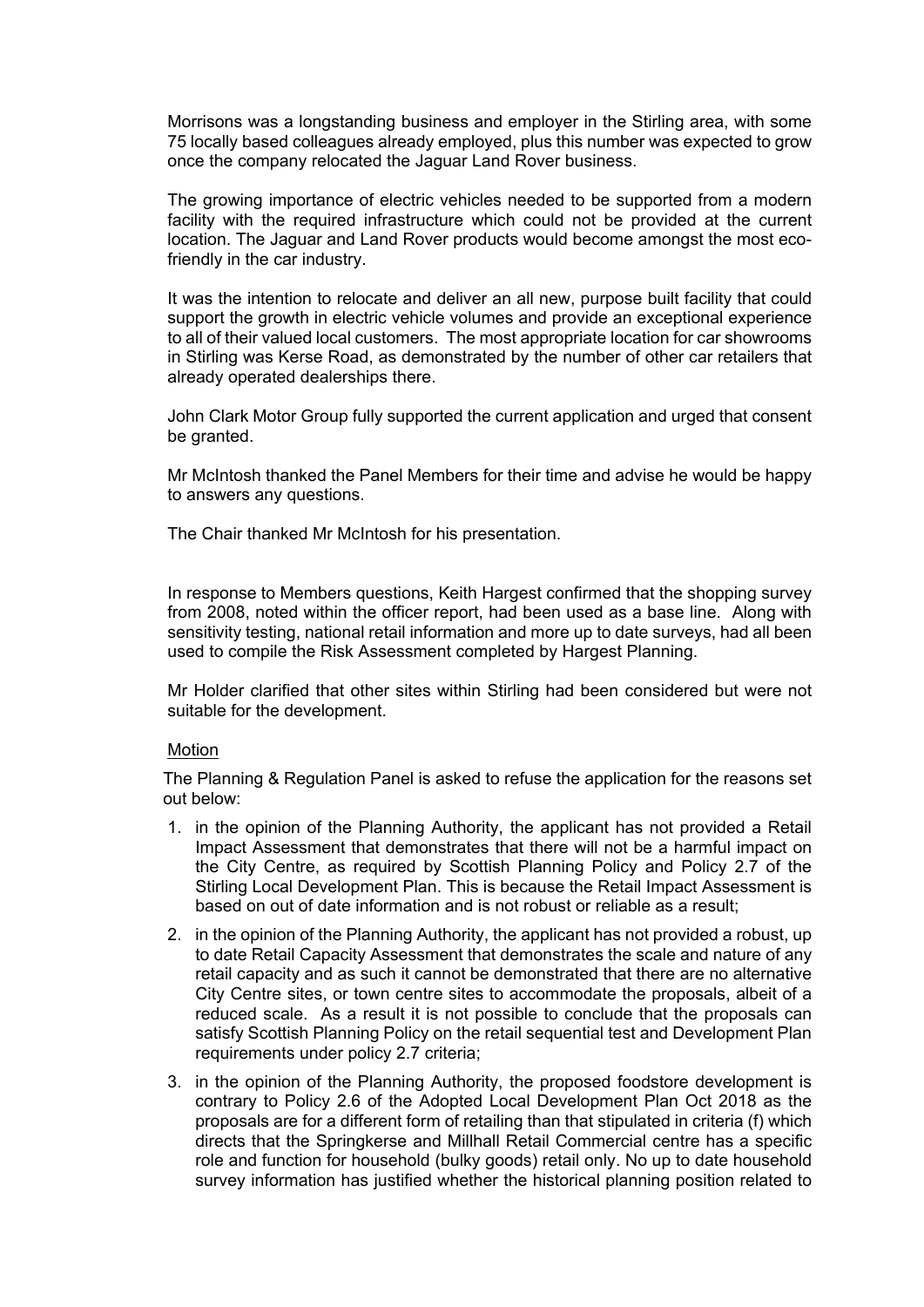Morrisons was a longstanding business and employer in the Stirling area, with some 75 locally based colleagues already employed, plus this number was expected to grow once the company relocated the Jaguar Land Rover business.

The growing importance of electric vehicles needed to be supported from a modern facility with the required infrastructure which could not be provided at the current location. The Jaguar and Land Rover products would become amongst the most eco-friendly in the car industry.

It was the intention to relocate and deliver an all new, purpose built facility that could support the growth in electric vehicle volumes and provide an exceptional experience to all of their valued local customers. The most appropriate location for car showrooms in Stirling was Kerse Road, as demonstrated by the number of other car retailers that already operated dealerships there.

John Clark Motor Group fully supported the current application and urged that consent be granted.

Mr McIntosh thanked the Panel Members for their time and advise he would be happy to answers any questions.

The Chair thanked Mr McIntosh for his presentation.

In response to Members questions, Keith Hargest confirmed that the shopping survey from 2008, noted within the officer report, had been used as a base line. Along with sensitivity testing, national retail information and more up to date surveys, had all been used to compile the Risk Assessment completed by Hargest Planning.

Mr Holder clarified that other sites within Stirling had been considered but were not suitable for the development.

Motion

The Planning & Regulation Panel is asked to refuse the application for the reasons set out below:

1. in the opinion of the Planning Authority, the applicant has not provided a Retail Impact Assessment that demonstrates that there will not be a harmful impact on the City Centre, as required by Scottish Planning Policy and Policy 2.7 of the Stirling Local Development Plan. This is because the Retail Impact Assessment is based on out of date information and is not robust or reliable as a result;
2. in the opinion of the Planning Authority, the applicant has not provided a robust, up to date Retail Capacity Assessment that demonstrates the scale and nature of any retail capacity and as such it cannot be demonstrated that there are no alternative City Centre sites, or town centre sites to accommodate the proposals, albeit of a reduced scale. As a result it is not possible to conclude that the proposals can satisfy Scottish Planning Policy on the retail sequential test and Development Plan requirements under policy 2.7 criteria;
3. in the opinion of the Planning Authority, the proposed foodstore development is contrary to Policy 2.6 of the Adopted Local Development Plan Oct 2018 as the proposals are for a different form of retailing than that stipulated in criteria (f) which directs that the Springkerse and Millhall Retail Commercial centre has a specific role and function for household (bulky goods) retail only. No up to date household survey information has justified whether the historical planning position related to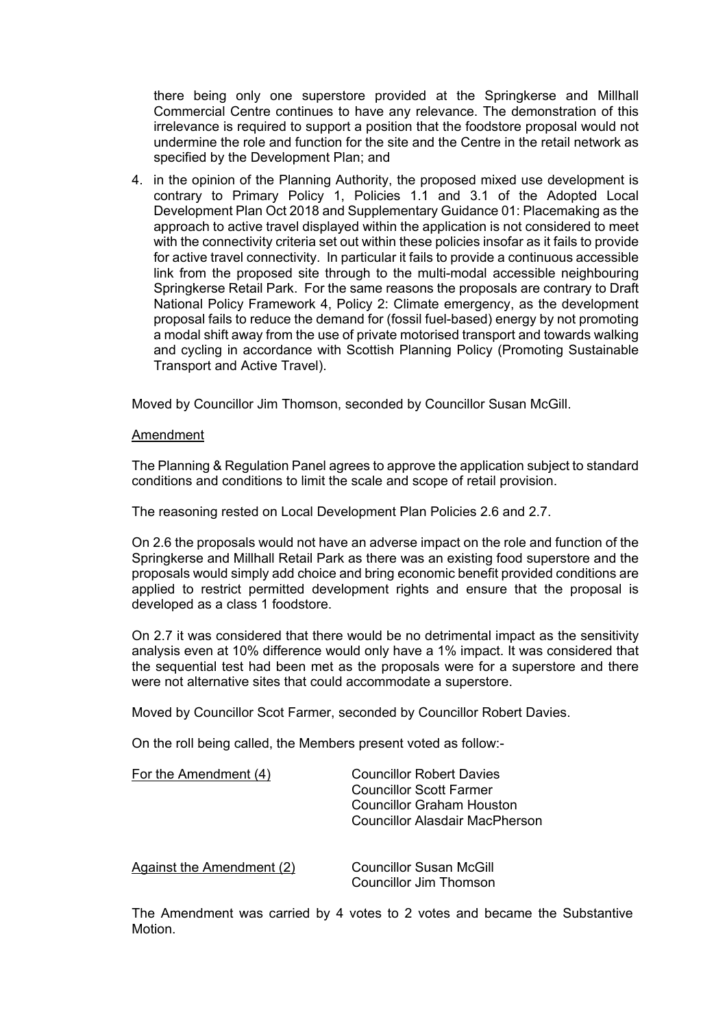there being only one superstore provided at the Springkerse and Millhall Commercial Centre continues to have any relevance. The demonstration of this irrelevance is required to support a position that the foodstore proposal would not undermine the role and function for the site and the Centre in the retail network as specified by the Development Plan; and

4. in the opinion of the Planning Authority, the proposed mixed use development is contrary to Primary Policy 1, Policies 1.1 and 3.1 of the Adopted Local Development Plan Oct 2018 and Supplementary Guidance 01: Placemaking as the approach to active travel displayed within the application is not considered to meet with the connectivity criteria set out within these policies insofar as it fails to provide for active travel connectivity. In particular it fails to provide a continuous accessible link from the proposed site through to the multi-modal accessible neighbouring Springkerse Retail Park. For the same reasons the proposals are contrary to Draft National Policy Framework 4, Policy 2: Climate emergency, as the development proposal fails to reduce the demand for (fossil fuel-based) energy by not promoting a modal shift away from the use of private motorised transport and towards walking and cycling in accordance with Scottish Planning Policy (Promoting Sustainable Transport and Active Travel).

Moved by Councillor Jim Thomson, seconded by Councillor Susan McGill.

Amendment

The Planning & Regulation Panel agrees to approve the application subject to standard conditions and conditions to limit the scale and scope of retail provision.

The reasoning rested on Local Development Plan Policies 2.6 and 2.7.

On 2.6 the proposals would not have an adverse impact on the role and function of the Springkerse and Millhall Retail Park as there was an existing food superstore and the proposals would simply add choice and bring economic benefit provided conditions are applied to restrict permitted development rights and ensure that the proposal is developed as a class 1 foodstore.

On 2.7 it was considered that there would be no detrimental impact as the sensitivity analysis even at 10% difference would only have a 1% impact. It was considered that the sequential test had been met as the proposals were for a superstore and there were not alternative sites that could accommodate a superstore.

Moved by Councillor Scot Farmer, seconded by Councillor Robert Davies.

On the roll being called, the Members present voted as follow:-

For the Amendment (4)
- Councillor Robert Davies
- Councillor Scott Farmer
- Councillor Graham Houston
- Councillor Alasdair MacPherson

Against the Amendment (2)
- Councillor Susan McGill
- Councillor Jim Thomson

The Amendment was carried by 4 votes to 2 votes and became the Substantive Motion.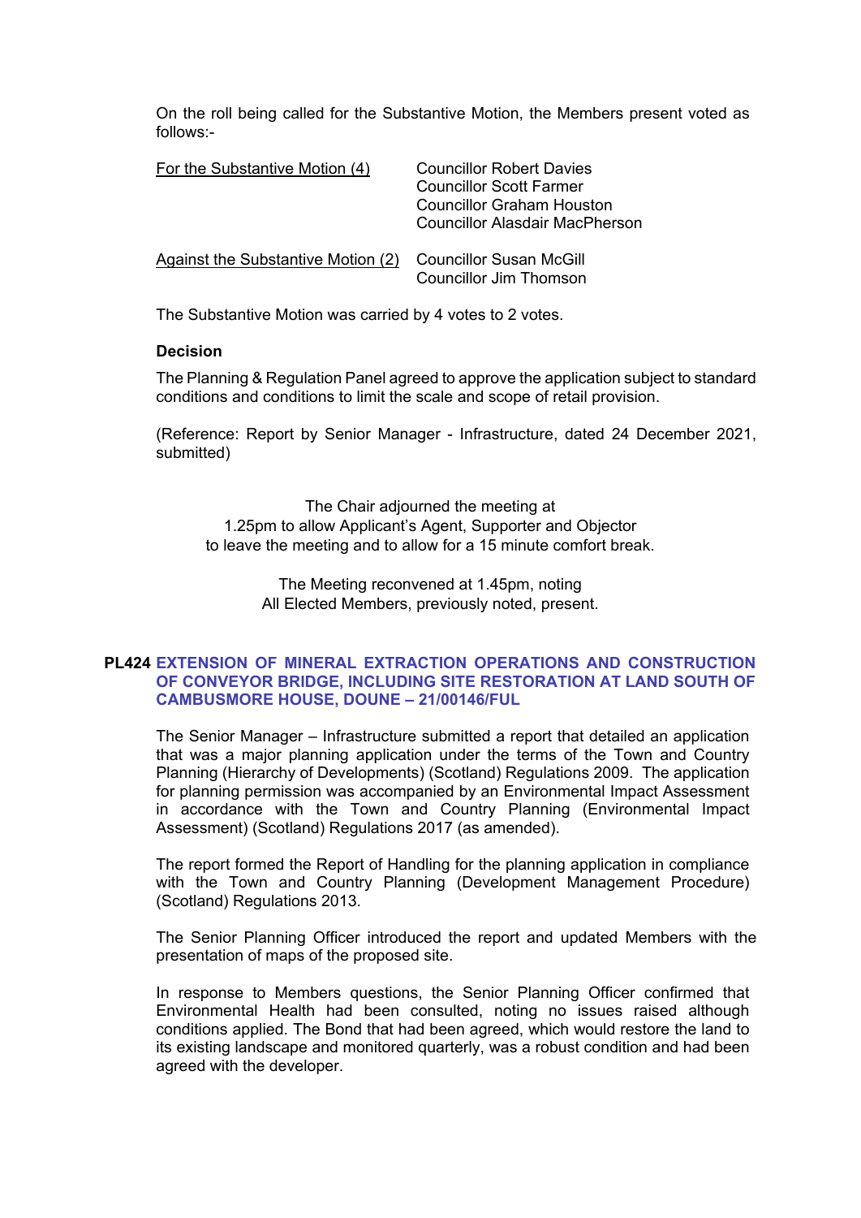On the roll being called for the Substantive Motion, the Members present voted as follows:-

| For the Substantive Motion (4) | Councillor Robert Davies<br>Councillor Scott Farmer<br>Councillor Graham Houston<br>Councillor Alasdair MacPherson |
| --- | --- |
| Against the Substantive Motion (2) | Councillor Susan McGill<br>Councillor Jim Thomson |

The Substantive Motion was carried by 4 votes to 2 votes.

**Decision**

The Planning & Regulation Panel agreed to approve the application subject to standard conditions and conditions to limit the scale and scope of retail provision.

(Reference: Report by Senior Manager - Infrastructure, dated 24 December 2021, submitted)

The Chair adjourned the meeting at
1.25pm to allow Applicant's Agent, Supporter and Objector
to leave the meeting and to allow for a 15 minute comfort break.

The Meeting reconvened at 1.45pm, noting
All Elected Members, previously noted, present.

## PL424 EXTENSION OF MINERAL EXTRACTION OPERATIONS AND CONSTRUCTION OF CONVEYOR BRIDGE, INCLUDING SITE RESTORATION AT LAND SOUTH OF CAMBUSMORE HOUSE, DOUNE – 21/00146/FUL

The Senior Manager – Infrastructure submitted a report that detailed an application that was a major planning application under the terms of the Town and Country Planning (Hierarchy of Developments) (Scotland) Regulations 2009. The application for planning permission was accompanied by an Environmental Impact Assessment in accordance with the Town and Country Planning (Environmental Impact Assessment) (Scotland) Regulations 2017 (as amended).

The report formed the Report of Handling for the planning application in compliance with the Town and Country Planning (Development Management Procedure) (Scotland) Regulations 2013.

The Senior Planning Officer introduced the report and updated Members with the presentation of maps of the proposed site.

In response to Members questions, the Senior Planning Officer confirmed that Environmental Health had been consulted, noting no issues raised although conditions applied. The Bond that had been agreed, which would restore the land to its existing landscape and monitored quarterly, was a robust condition and had been agreed with the developer.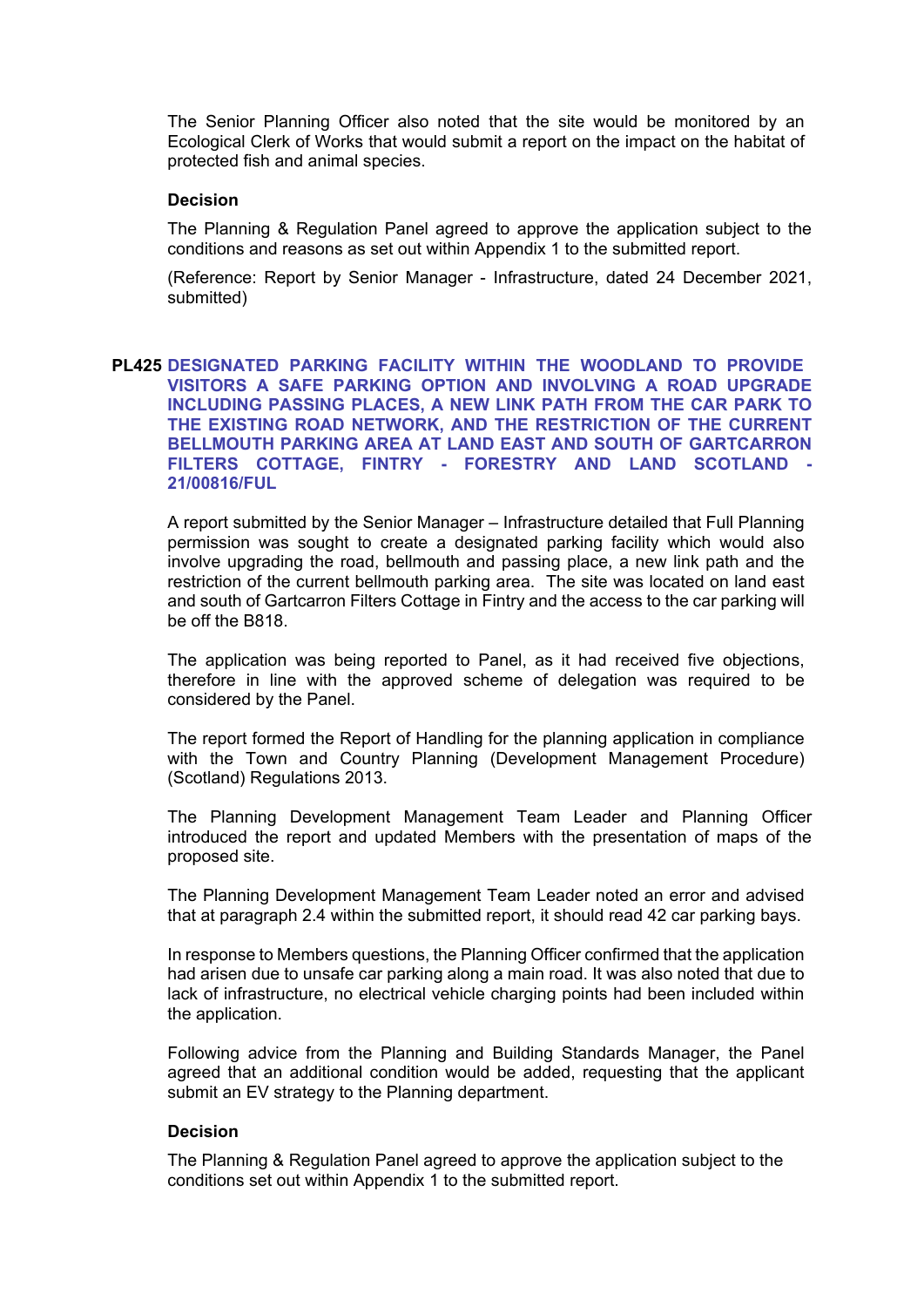The Senior Planning Officer also noted that the site would be monitored by an Ecological Clerk of Works that would submit a report on the impact on the habitat of protected fish and animal species.

**Decision**

The Planning & Regulation Panel agreed to approve the application subject to the conditions and reasons as set out within Appendix 1 to the submitted report.

(Reference: Report by Senior Manager - Infrastructure, dated 24 December 2021, submitted)

## PL425 DESIGNATED PARKING FACILITY WITHIN THE WOODLAND TO PROVIDE VISITORS A SAFE PARKING OPTION AND INVOLVING A ROAD UPGRADE INCLUDING PASSING PLACES, A NEW LINK PATH FROM THE CAR PARK TO THE EXISTING ROAD NETWORK, AND THE RESTRICTION OF THE CURRENT BELLMOUTH PARKING AREA AT LAND EAST AND SOUTH OF GARTCARRON FILTERS COTTAGE, FINTRY - FORESTRY AND LAND SCOTLAND - 21/00816/FUL

A report submitted by the Senior Manager – Infrastructure detailed that Full Planning permission was sought to create a designated parking facility which would also involve upgrading the road, bellmouth and passing place, a new link path and the restriction of the current bellmouth parking area. The site was located on land east and south of Gartcarron Filters Cottage in Fintry and the access to the car parking will be off the B818.

The application was being reported to Panel, as it had received five objections, therefore in line with the approved scheme of delegation was required to be considered by the Panel.

The report formed the Report of Handling for the planning application in compliance with the Town and Country Planning (Development Management Procedure) (Scotland) Regulations 2013.

The Planning Development Management Team Leader and Planning Officer introduced the report and updated Members with the presentation of maps of the proposed site.

The Planning Development Management Team Leader noted an error and advised that at paragraph 2.4 within the submitted report, it should read 42 car parking bays.

In response to Members questions, the Planning Officer confirmed that the application had arisen due to unsafe car parking along a main road. It was also noted that due to lack of infrastructure, no electrical vehicle charging points had been included within the application.

Following advice from the Planning and Building Standards Manager, the Panel agreed that an additional condition would be added, requesting that the applicant submit an EV strategy to the Planning department.

**Decision**

The Planning & Regulation Panel agreed to approve the application subject to the conditions set out within Appendix 1 to the submitted report.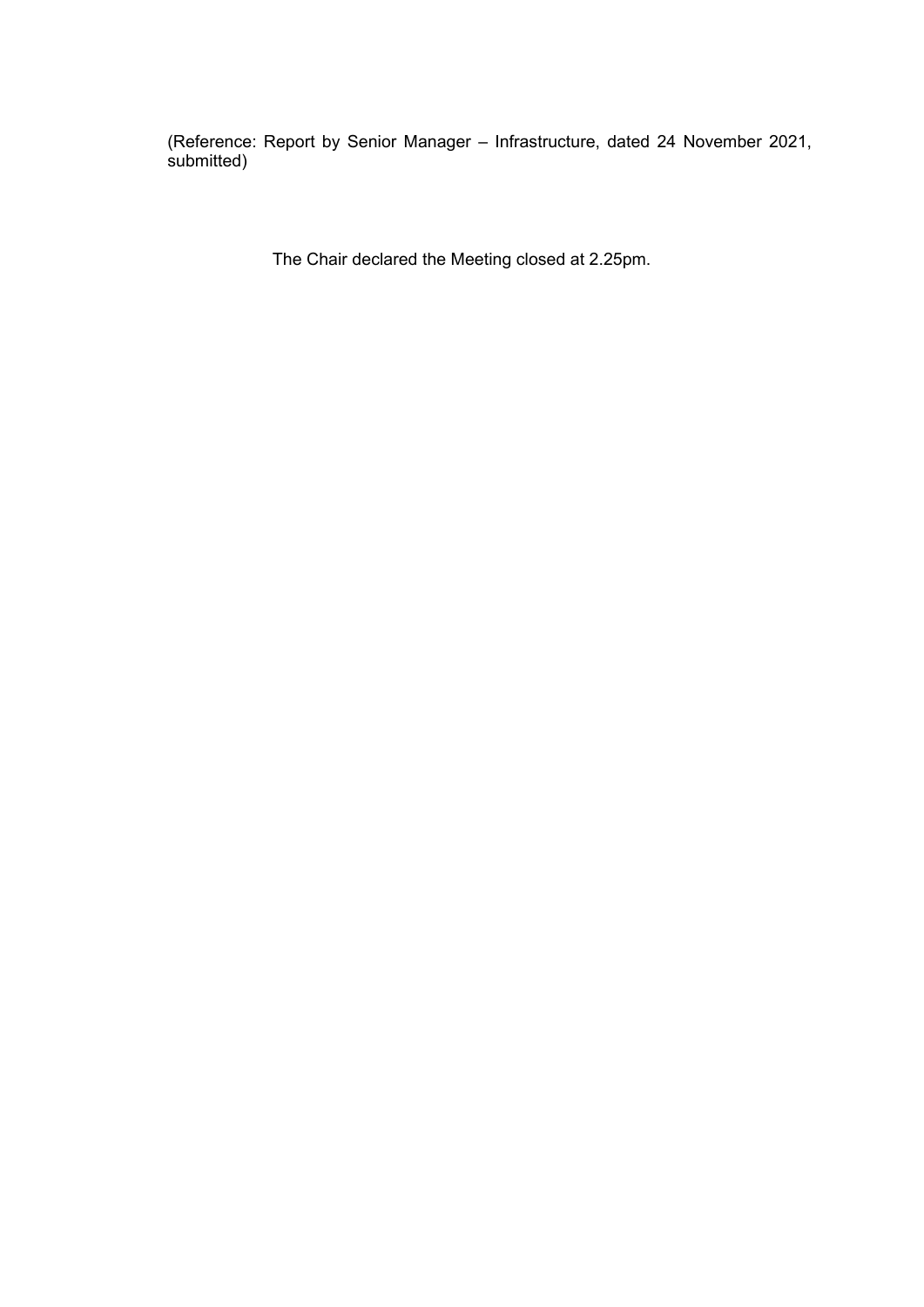(Reference: Report by Senior Manager – Infrastructure, dated 24 November 2021, submitted)

The Chair declared the Meeting closed at 2.25pm.